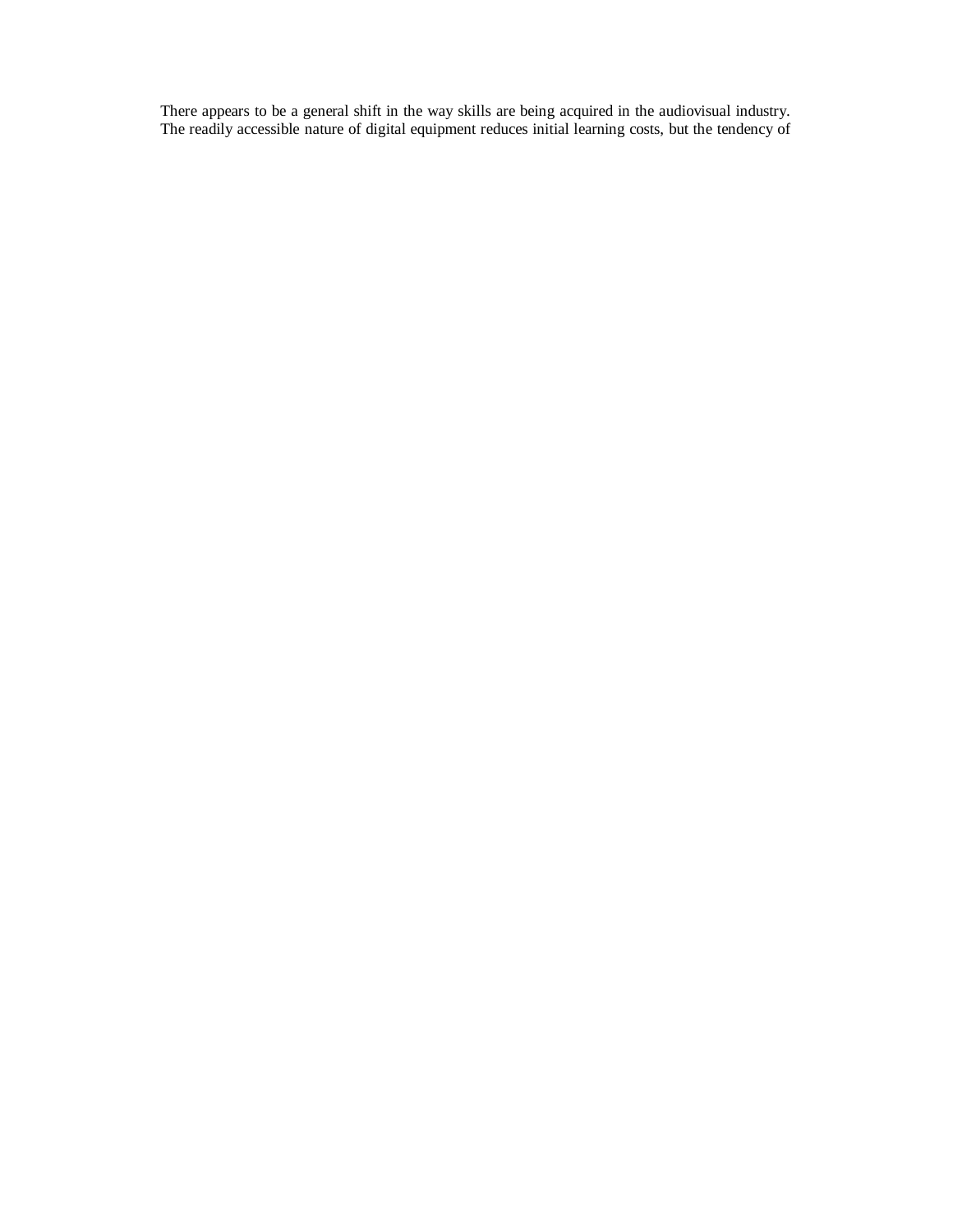There appears to be a general shift in the way skills are being acquired in the audiovisual industry. The readily accessible nature of digital equipment reduces initial learning costs, but the tendency of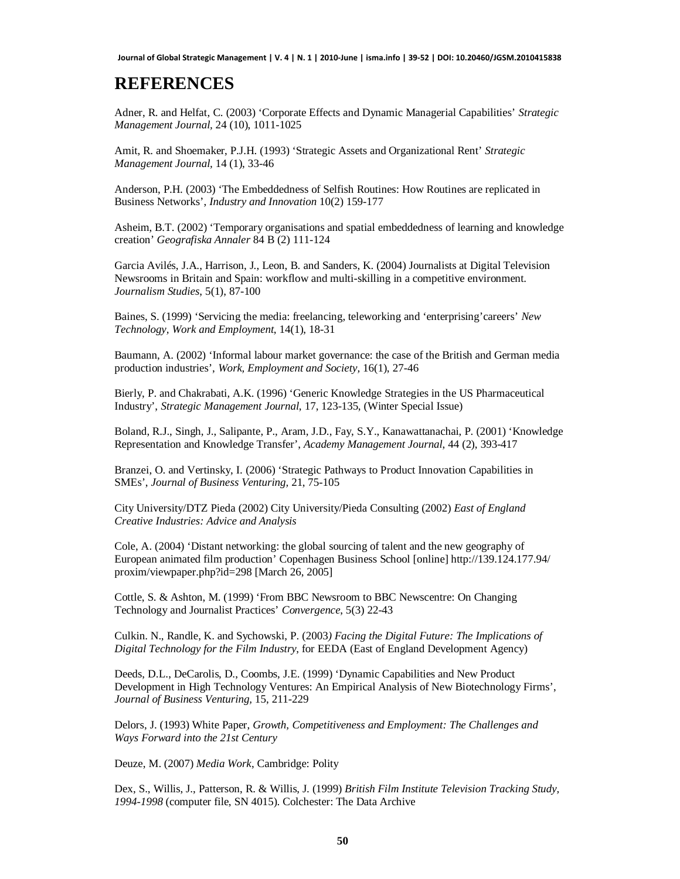# REFERENCES

Adner, R. and Helfat, C. (2003) 'Corporate Effects and Dynamic Managerial Capabilities' *Strategic Management Journal*, 24 (10), 1011-1025

Amit, R. and Shoemaker, P.J.H. (1993) 'Strategic Assets and Organizational Rent' *Strategic Management Journal,* 14 (1), 33-46

Anderson, P.H. (2003) 'The Embeddedness of Selfish Routines: How Routines are replicated in Business Networks', *Industry and Innovation* 10(2) 159-177

Asheim, B.T. (2002) 'Temporary organisations and spatial embeddedness of learning and knowledge creation' *Geografiska Annaler* 84 B (2) 111-124

Garcia Avilés, J.A., Harrison, J., Leon, B. and Sanders, K. (2004) Journalists at Digital Television Newsrooms in Britain and Spain: workflow and multi-skilling in a competitive environment. *Journalism Studies*, 5(1), 87-100

Baines, S. (1999) 'Servicing the media: freelancing, teleworking and 'enterprising'careers' *New Technology, Work and Employment*, 14(1), 18-31

Baumann, A. (2002) 'Informal labour market governance: the case of the British and German media production industries', *Work, Employment and Society,* 16(1), 27-46

Bierly, P. and Chakrabati, A.K. (1996) 'Generic Knowledge Strategies in the US Pharmaceutical Industry', *Strategic Management Journal*, 17, 123-135, (Winter Special Issue)

Boland, R.J., Singh, J., Salipante, P., Aram, J.D., Fay, S.Y., Kanawattanachai, P. (2001) 'Knowledge Representation and Knowledge Transfer', *Academy Management Journal*, 44 (2), 393-417

Branzei, O. and Vertinsky, I. (2006) 'Strategic Pathways to Product Innovation Capabilities in SMEs', *Journal of Business Venturing,* 21, 75-105

City University/DTZ Pieda (2002) City University/Pieda Consulting (2002) *East of England Creative Industries: Advice and Analysis*

Cole, A. (2004) 'Distant networking: the global sourcing of talent and the new geography of European animated film production' Copenhagen Business School [online] http://139.124.177.94/proxim/viewpaper.php?id=298 [March 26, 2005]

Cottle, S. & Ashton, M. (1999) 'From BBC Newsroom to BBC Newscentre: On Changing Technology and Journalist Practices' *Convergence*, 5(3) 22-43

Culkin. N., Randle, K. and Sychowski, P. (2003*) Facing the Digital Future: The Implications of Digital Technology for the Film Industry*, for EEDA (East of England Development Agency)

Deeds, D.L., DeCarolis, D., Coombs, J.E. (1999) 'Dynamic Capabilities and New Product Development in High Technology Ventures: An Empirical Analysis of New Biotechnology Firms', *Journal of Business Venturing*, 15, 211-229

Delors, J. (1993) White Paper, *Growth, Competitiveness and Employment: The Challenges and Ways Forward into the 21st Century*

Deuze, M. (2007) *Media Work*, Cambridge: Polity

Dex, S., Willis, J., Patterson, R. & Willis, J. (1999) *British Film Institute Television Tracking Study, 1994-1998* (computer file, SN 4015). Colchester: The Data Archive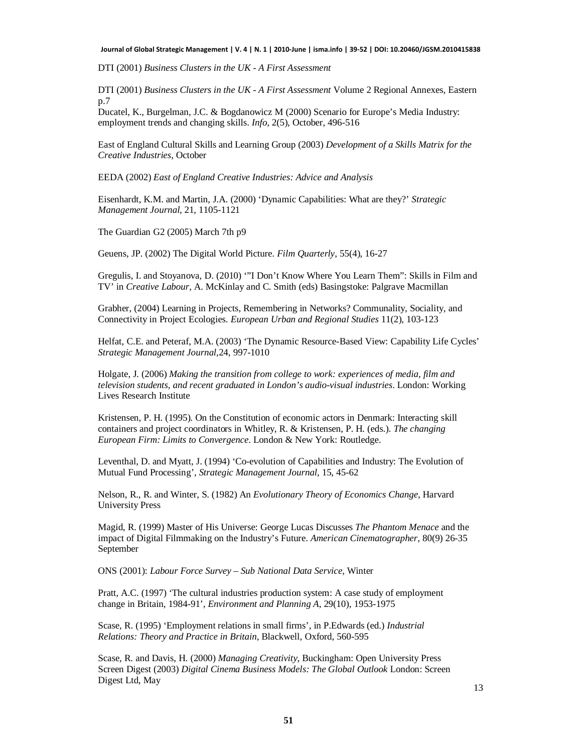DTI (2001) *Business Clusters in the UK - A First Assessment*

DTI (2001) *Business Clusters in the UK - A First Assessment* Volume 2 Regional Annexes, Eastern p.7

Ducatel, K., Burgelman, J.C. & Bogdanowicz M (2000) Scenario for Europe's Media Industry: employment trends and changing skills. *Info,* 2(5), October, 496-516

East of England Cultural Skills and Learning Group (2003) *Development of a Skills Matrix for the Creative Industries*, October

EEDA (2002) *East of England Creative Industries: Advice and Analysis*

Eisenhardt, K.M. and Martin, J.A. (2000) 'Dynamic Capabilities: What are they?' *Strategic Management Journal,* 21, 1105-1121

The Guardian G2 (2005) March 7th p9

Geuens, JP. (2002) The Digital World Picture. *Film Quarterly*, 55(4), 16-27

Gregulis, I. and Stoyanova, D. (2010) '"I Don't Know Where You Learn Them": Skills in Film and TV' in *Creative Labour*, A. McKinlay and C. Smith (eds) Basingstoke: Palgrave Macmillan

Grabher, (2004) Learning in Projects, Remembering in Networks? Communality, Sociality, and Connectivity in Project Ecologies. *European Urban and Regional Studies* 11(2), 103-123

Helfat, C.E. and Peteraf, M.A. (2003) 'The Dynamic Resource-Based View: Capability Life Cycles' *Strategic Management Journal*,24, 997-1010

Holgate, J. (2006) *Making the transition from college to work: experiences of media, film and television students, and recent graduated in London's audio-visual industries*. London: Working Lives Research Institute

Kristensen, P. H. (1995). On the Constitution of economic actors in Denmark: Interacting skill containers and project coordinators in Whitley, R. & Kristensen, P. H. (eds.). *The changing European Firm: Limits to Convergence*. London & New York: Routledge.

Leventhal, D. and Myatt, J. (1994) 'Co-evolution of Capabilities and Industry: The Evolution of Mutual Fund Processing', *Strategic Management Journal*, 15, 45-62

Nelson, R., R. and Winter, S. (1982) An *Evolutionary Theory of Economics Change*, Harvard University Press

Magid, R. (1999) Master of His Universe: George Lucas Discusses *The Phantom Menace* and the impact of Digital Filmmaking on the Industry's Future. *American Cinematographer*, 80(9) 26-35 September

ONS (2001): *Labour Force Survey – Sub National Data Service*, Winter

Pratt, A.C. (1997) 'The cultural industries production system: A case study of employment change in Britain, 1984-91', *Environment and Planning A*, 29(10), 1953-1975

Scase, R. (1995) 'Employment relations in small firms', in P.Edwards (ed.) *Industrial Relations: Theory and Practice in Britain*, Blackwell, Oxford, 560-595

Scase, R. and Davis, H. (2000) *Managing Creativity*, Buckingham: Open University Press

Screen Digest (2003) *Digital Cinema Business Models: The Global Outlook* London: Screen Digest Ltd, May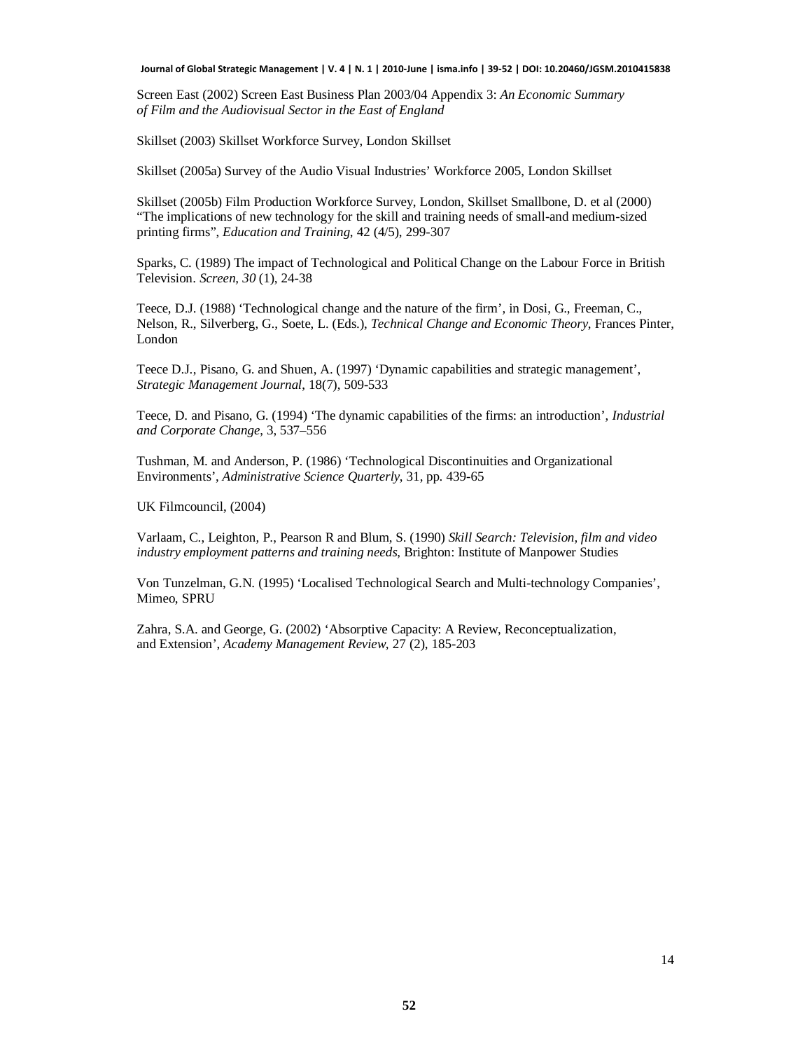Screen East (2002) Screen East Business Plan 2003/04 Appendix 3: *An Economic Summary of Film and the Audiovisual Sector in the East of England*

Skillset (2003) Skillset Workforce Survey, London Skillset

Skillset (2005a) Survey of the Audio Visual Industries' Workforce 2005, London Skillset

Skillset (2005b) Film Production Workforce Survey, London, Skillset Smallbone, D. et al (2000) "The implications of new technology for the skill and training needs of small-and medium-sized printing firms", *Education and Training*, 42 (4/5), 299-307

Sparks, C. (1989) The impact of Technological and Political Change on the Labour Force in British Television. *Screen, 30* (1), 24-38

Teece, D.J. (1988) 'Technological change and the nature of the firm', in Dosi, G., Freeman, C., Nelson, R., Silverberg, G., Soete, L. (Eds.), *Technical Change and Economic Theory*, Frances Pinter, London

Teece D.J., Pisano, G. and Shuen, A. (1997) 'Dynamic capabilities and strategic management', *Strategic Management Journal*, 18(7), 509-533

Teece, D. and Pisano, G. (1994) 'The dynamic capabilities of the firms: an introduction', *Industrial and Corporate Change*, 3, 537–556

Tushman, M. and Anderson, P. (1986) 'Technological Discontinuities and Organizational Environments', *Administrative Science Quarterly*, 31, pp. 439-65

UK Filmcouncil, (2004)

Varlaam, C., Leighton, P., Pearson R and Blum, S. (1990) *Skill Search: Television, film and video industry employment patterns and training needs*, Brighton: Institute of Manpower Studies

Von Tunzelman, G.N. (1995) 'Localised Technological Search and Multi-technology Companies', Mimeo, SPRU

Zahra, S.A. and George, G. (2002) 'Absorptive Capacity: A Review, Reconceptualization, and Extension', *Academy Management Review,* 27 (2), 185-203